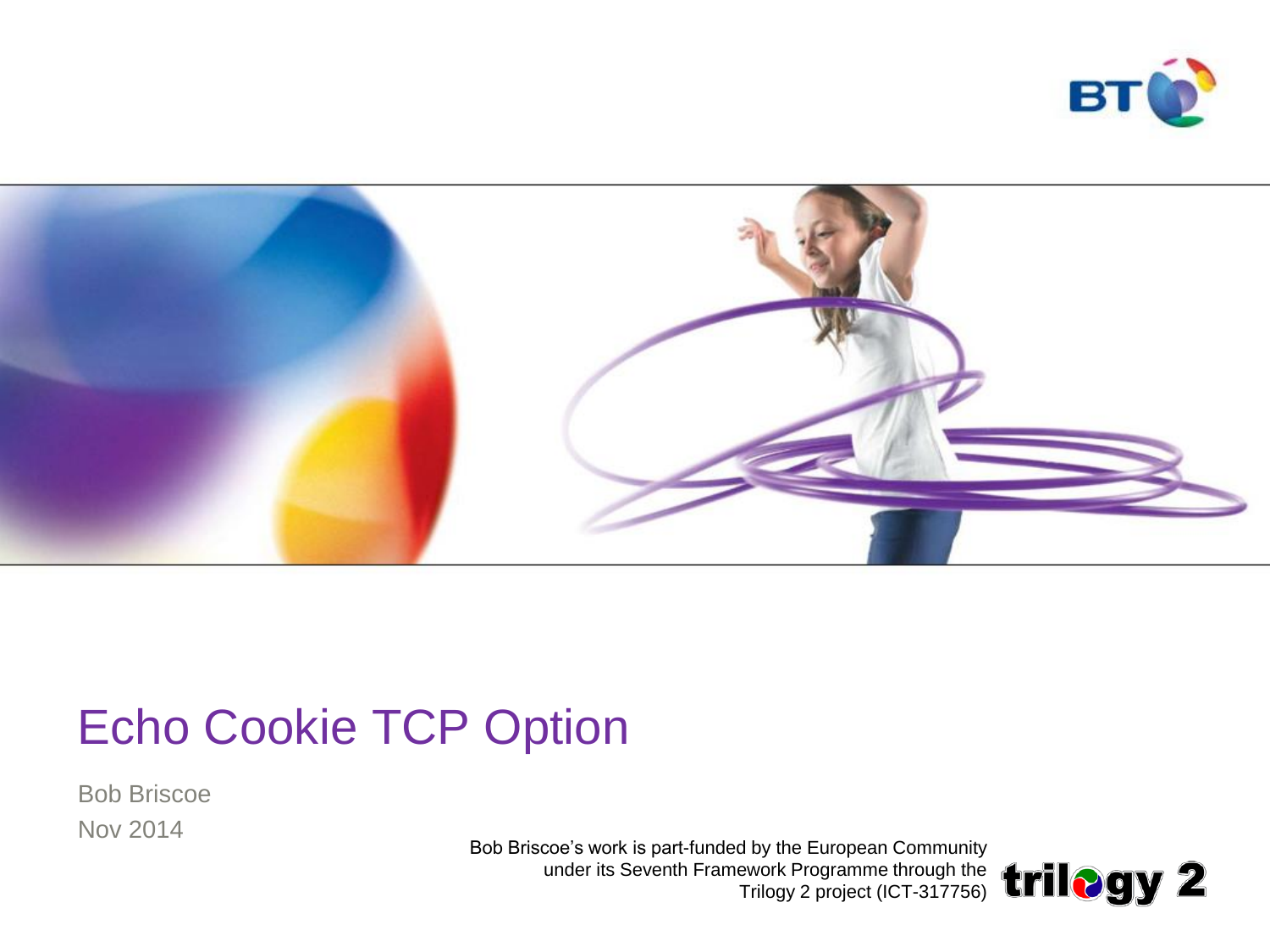# Echo Cookie TCP Option

Bob Briscoe

Nov 2014

Bob Briscoe's work is part-funded by the European Community under its Seventh Framework Programme through the Trilogy 2 project (ICT-317756)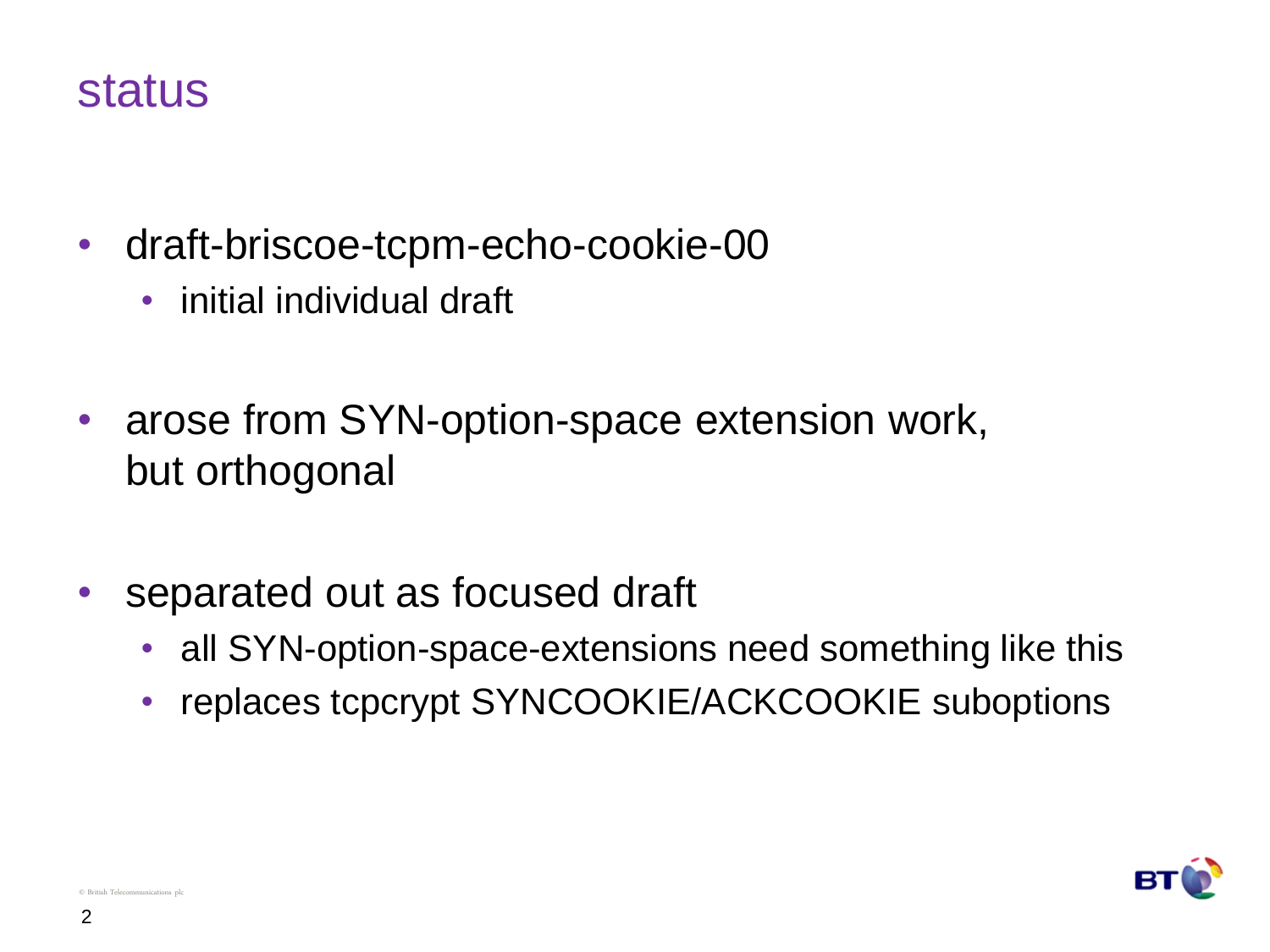# status

- draft-briscoe-tcpm-echo-cookie-00
  - initial individual draft
- arose from SYN-option-space extension work, but orthogonal
- separated out as focused draft
  - all SYN-option-space-extensions need something like this
  - replaces tcpcrypt SYNCOOKIE/ACKCOOKIE suboptions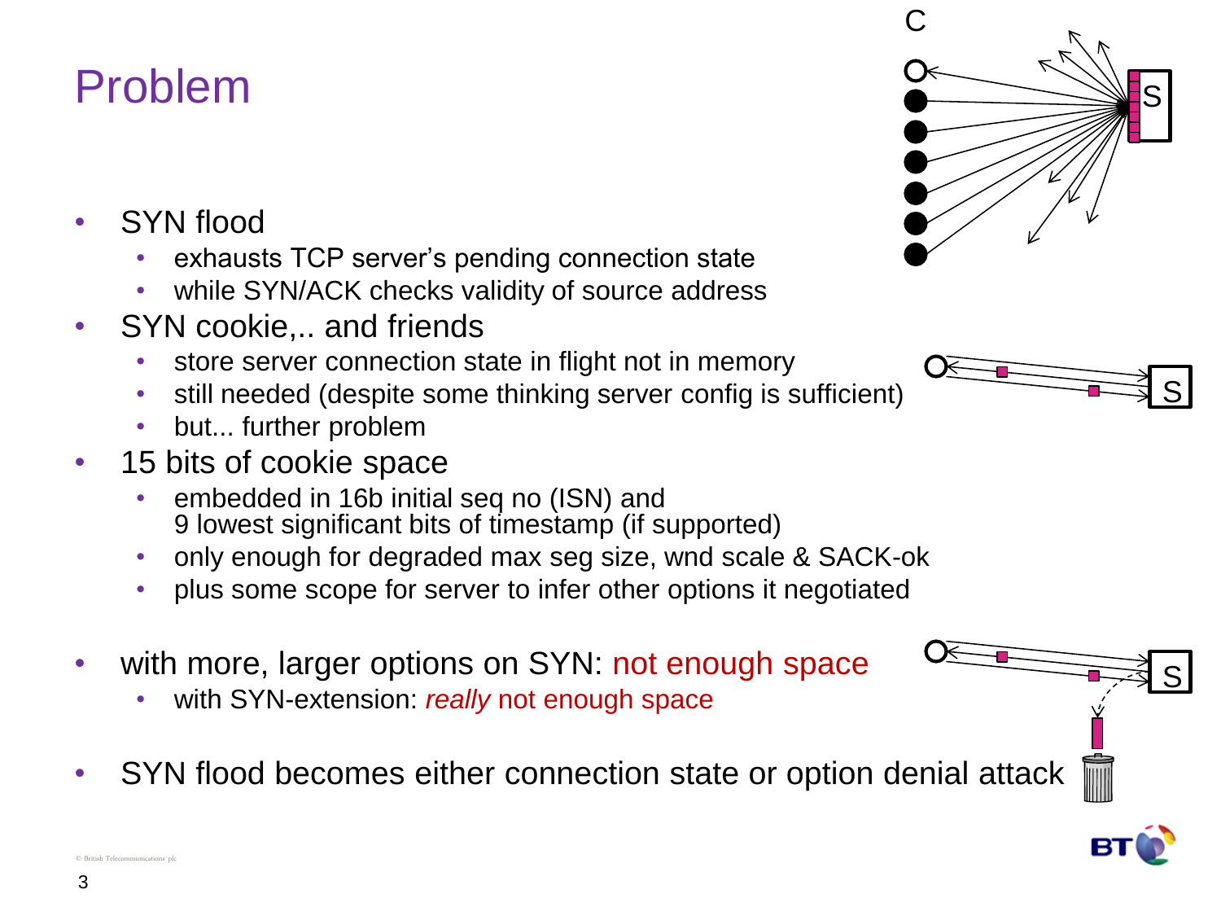# Problem

- SYN flood
  - exhausts TCP server's pending connection state
  - while SYN/ACK checks validity of source address
- SYN cookie,.. and friends
  - store server connection state in flight not in memory
  - still needed (despite some thinking server config is sufficient)
  - but... further problem
- 15 bits of cookie space
  - embedded in 16b initial seq no (ISN) and
    9 lowest significant bits of timestamp (if supported)
  - only enough for degraded max seg size, wnd scale & SACK-ok
  - plus some scope for server to infer other options it negotiated
- with more, larger options on SYN: not enough space
  - with SYN-extension: *really* not enough space
- SYN flood becomes either connection state or option denial attack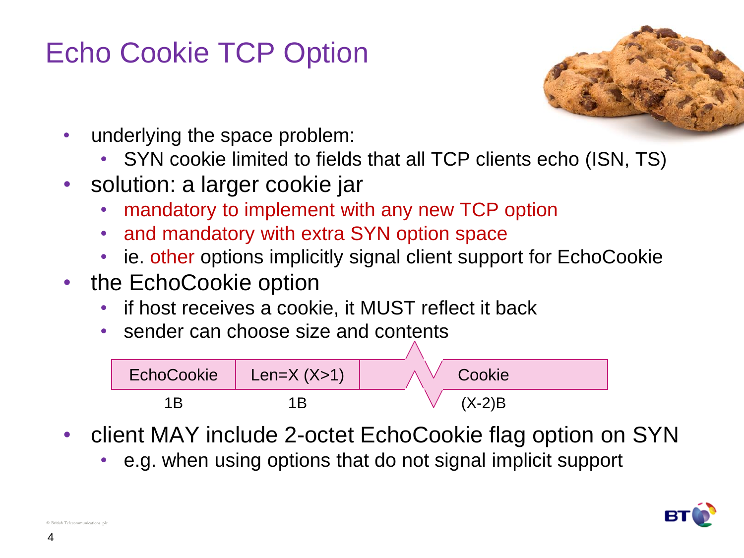# Echo Cookie TCP Option

- underlying the space problem:
  - SYN cookie limited to fields that all TCP clients echo (ISN, TS)
- solution: a larger cookie jar
  - mandatory to implement with any new TCP option
  - and mandatory with extra SYN option space
  - ie. other options implicitly signal client support for EchoCookie
- the EchoCookie option
  - if host receives a cookie, it MUST reflect it back
  - sender can choose size and contents

| EchoCookie | Len=X (X>1) | Cookie |
|---|---|---|
| 1B | 1B | (X-2)B |

- client MAY include 2-octet EchoCookie flag option on SYN
  - e.g. when using options that do not signal implicit support

© British Telecommunications plc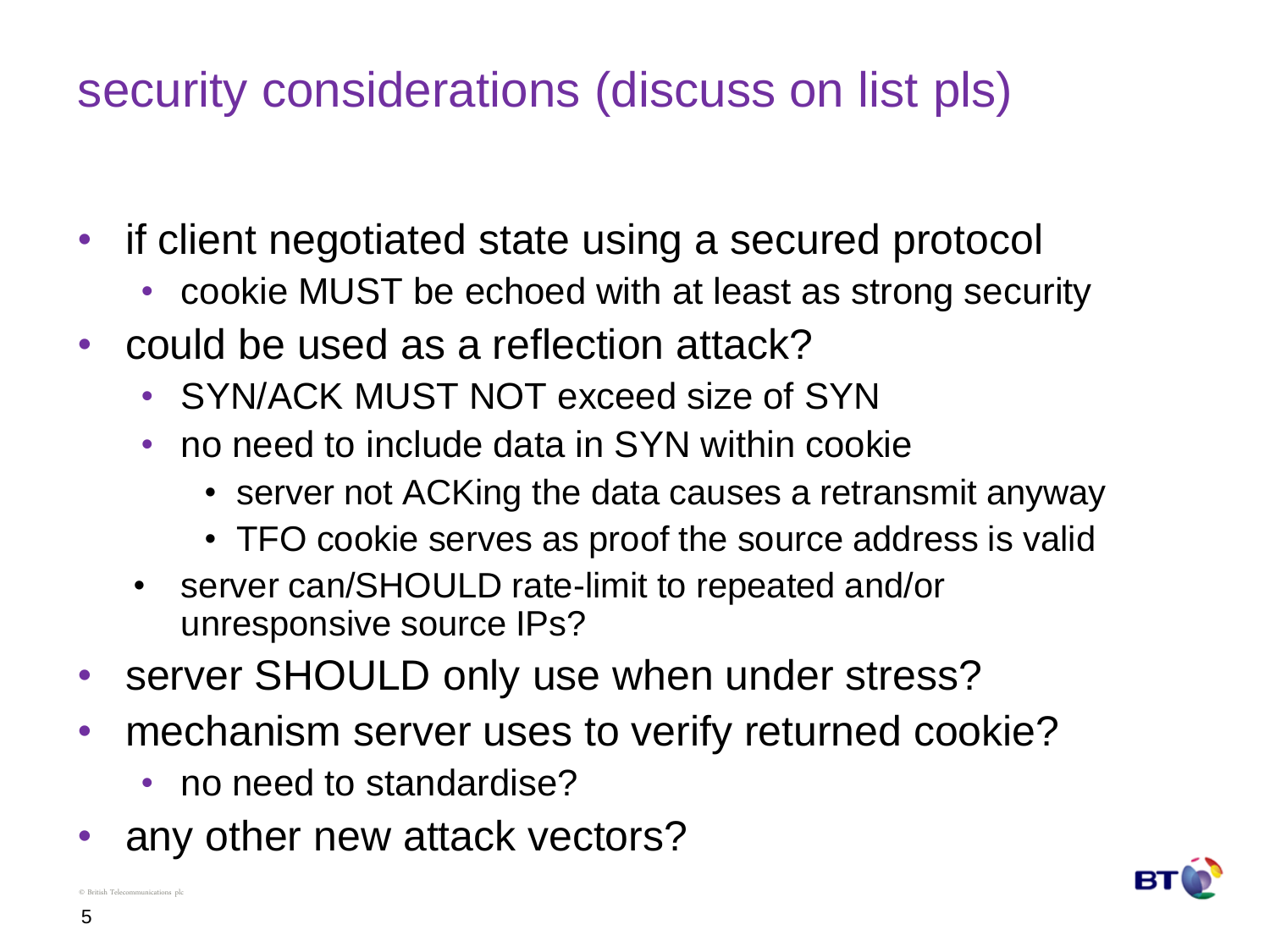# security considerations (discuss on list pls)

- if client negotiated state using a secured protocol
  - cookie MUST be echoed with at least as strong security
- could be used as a reflection attack?
  - SYN/ACK MUST NOT exceed size of SYN
  - no need to include data in SYN within cookie
    - server not ACKing the data causes a retransmit anyway
    - TFO cookie serves as proof the source address is valid
  - server can/SHOULD rate-limit to repeated and/or unresponsive source IPs?
- server SHOULD only use when under stress?
- mechanism server uses to verify returned cookie?
  - no need to standardise?
- any other new attack vectors?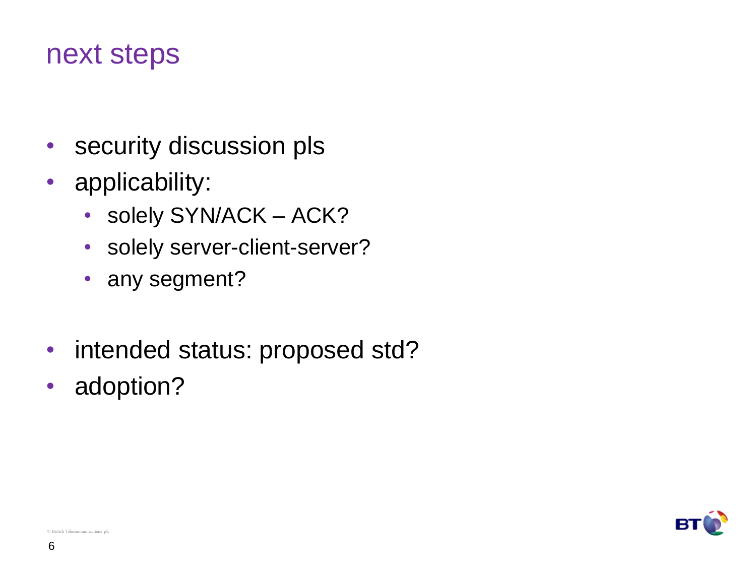# next steps

- security discussion pls
- applicability:
  - solely SYN/ACK – ACK?
  - solely server-client-server?
  - any segment?

- intended status: proposed std?
- adoption?

© British Telecommunications plc